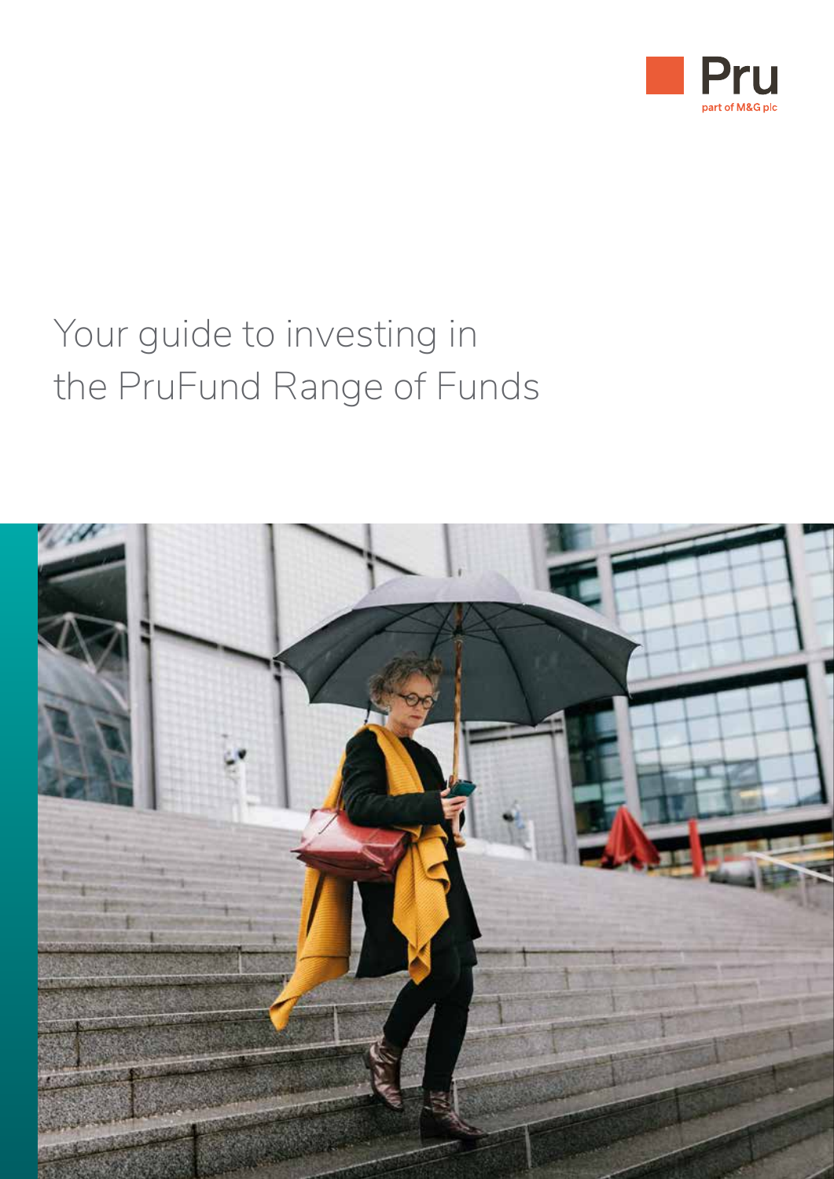Pru

part of M&G plc

# Your guide to investing in the PruFund Range of Funds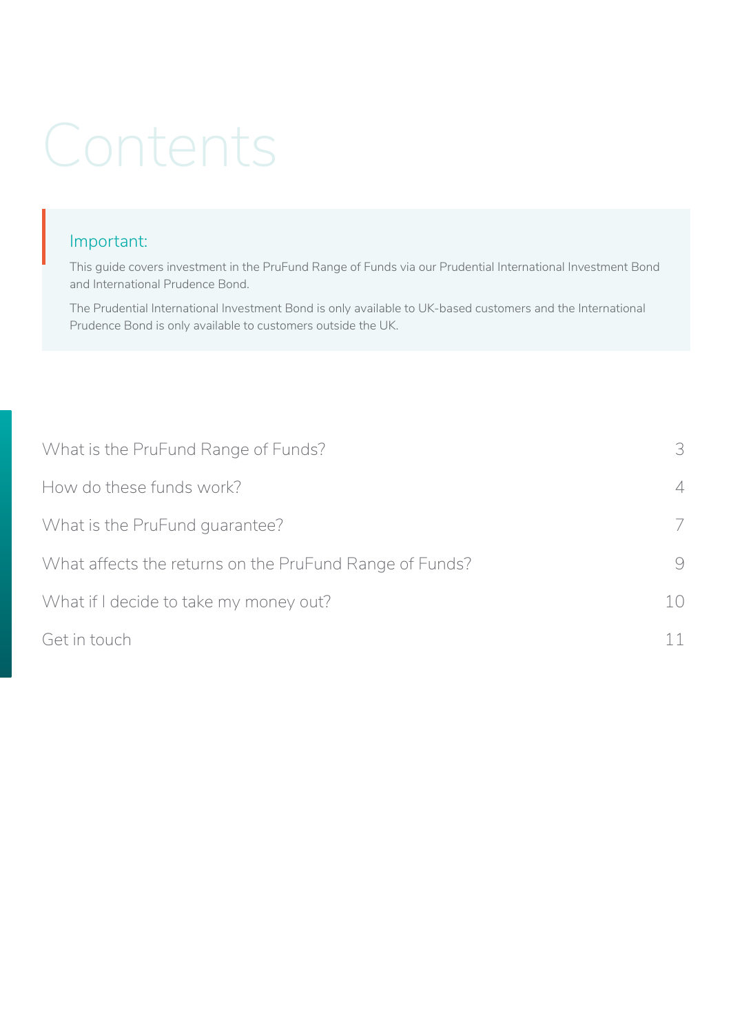# Contents

**Important:**

This guide covers investment in the PruFund Range of Funds via our Prudential International Investment Bond and International Prudence Bond.

The Prudential International Investment Bond is only available to UK-based customers and the International Prudence Bond is only available to customers outside the UK.

| | |
|---|---|
| What is the PruFund Range of Funds? | 3 |
| How do these funds work? | 4 |
| What is the PruFund guarantee? | 7 |
| What affects the returns on the PruFund Range of Funds? | 9 |
| What if I decide to take my money out? | 10 |
| Get in touch | 11 |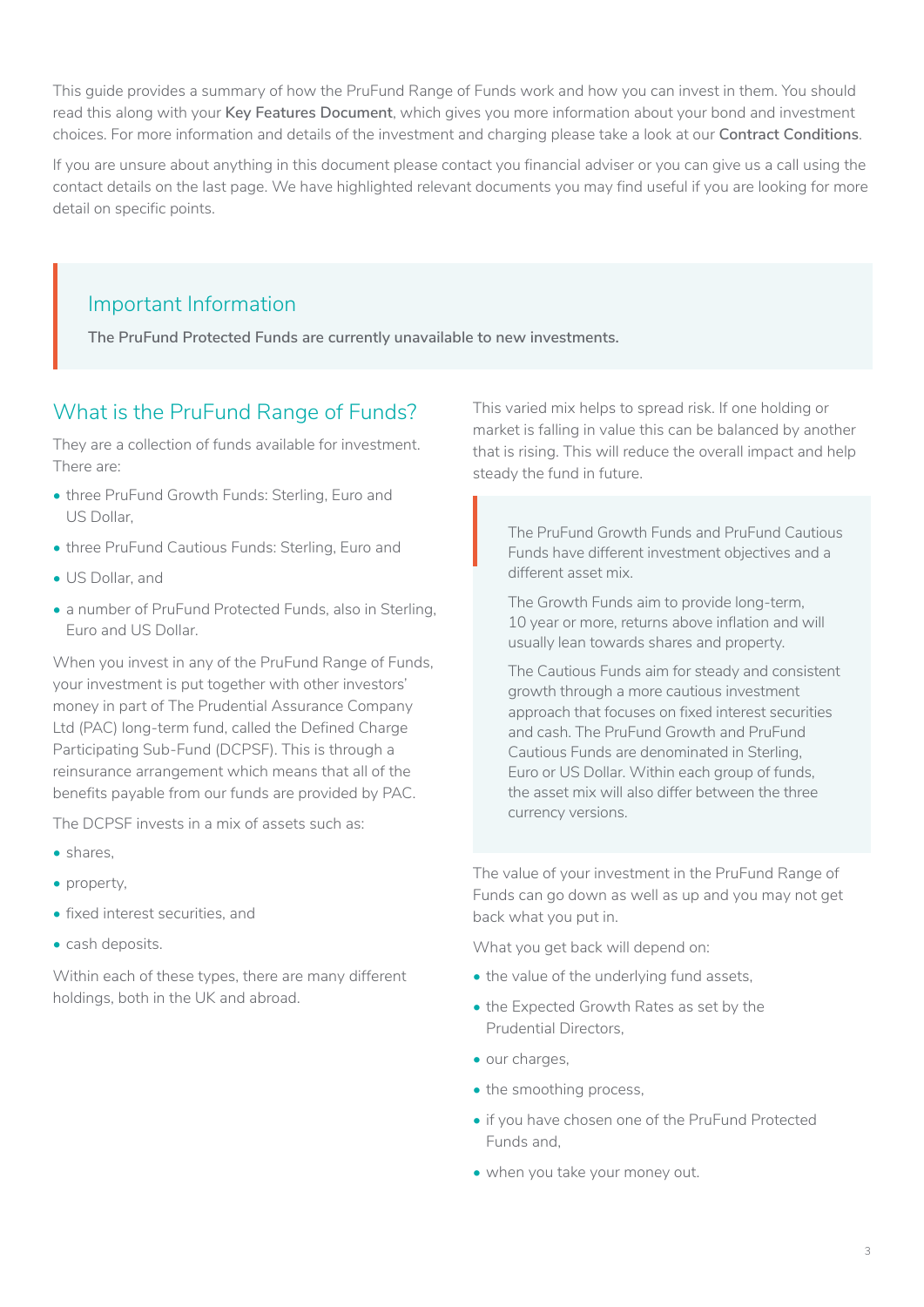This guide provides a summary of how the PruFund Range of Funds work and how you can invest in them. You should read this along with your **Key Features Document**, which gives you more information about your bond and investment choices. For more information and details of the investment and charging please take a look at our **Contract Conditions**.

If you are unsure about anything in this document please contact you financial adviser or you can give us a call using the contact details on the last page. We have highlighted relevant documents you may find useful if you are looking for more detail on specific points.

## Important Information

**The PruFund Protected Funds are currently unavailable to new investments.**

## What is the PruFund Range of Funds?

They are a collection of funds available for investment. There are:

- three PruFund Growth Funds: Sterling, Euro and US Dollar,
- three PruFund Cautious Funds: Sterling, Euro and
- US Dollar, and
- a number of PruFund Protected Funds, also in Sterling, Euro and US Dollar.

When you invest in any of the PruFund Range of Funds, your investment is put together with other investors' money in part of The Prudential Assurance Company Ltd (PAC) long-term fund, called the Defined Charge Participating Sub-Fund (DCPSF). This is through a reinsurance arrangement which means that all of the benefits payable from our funds are provided by PAC.

The DCPSF invests in a mix of assets such as:

- shares,
- property,
- fixed interest securities, and
- cash deposits.

Within each of these types, there are many different holdings, both in the UK and abroad.

This varied mix helps to spread risk. If one holding or market is falling in value this can be balanced by another that is rising. This will reduce the overall impact and help steady the fund in future.

> The PruFund Growth Funds and PruFund Cautious Funds have different investment objectives and a different asset mix.
>
> The Growth Funds aim to provide long-term, 10 year or more, returns above inflation and will usually lean towards shares and property.
>
> The Cautious Funds aim for steady and consistent growth through a more cautious investment approach that focuses on fixed interest securities and cash. The PruFund Growth and PruFund Cautious Funds are denominated in Sterling, Euro or US Dollar. Within each group of funds, the asset mix will also differ between the three currency versions.

The value of your investment in the PruFund Range of Funds can go down as well as up and you may not get back what you put in.

What you get back will depend on:

- the value of the underlying fund assets,
- the Expected Growth Rates as set by the Prudential Directors,
- our charges,
- the smoothing process,
- if you have chosen one of the PruFund Protected Funds and,
- when you take your money out.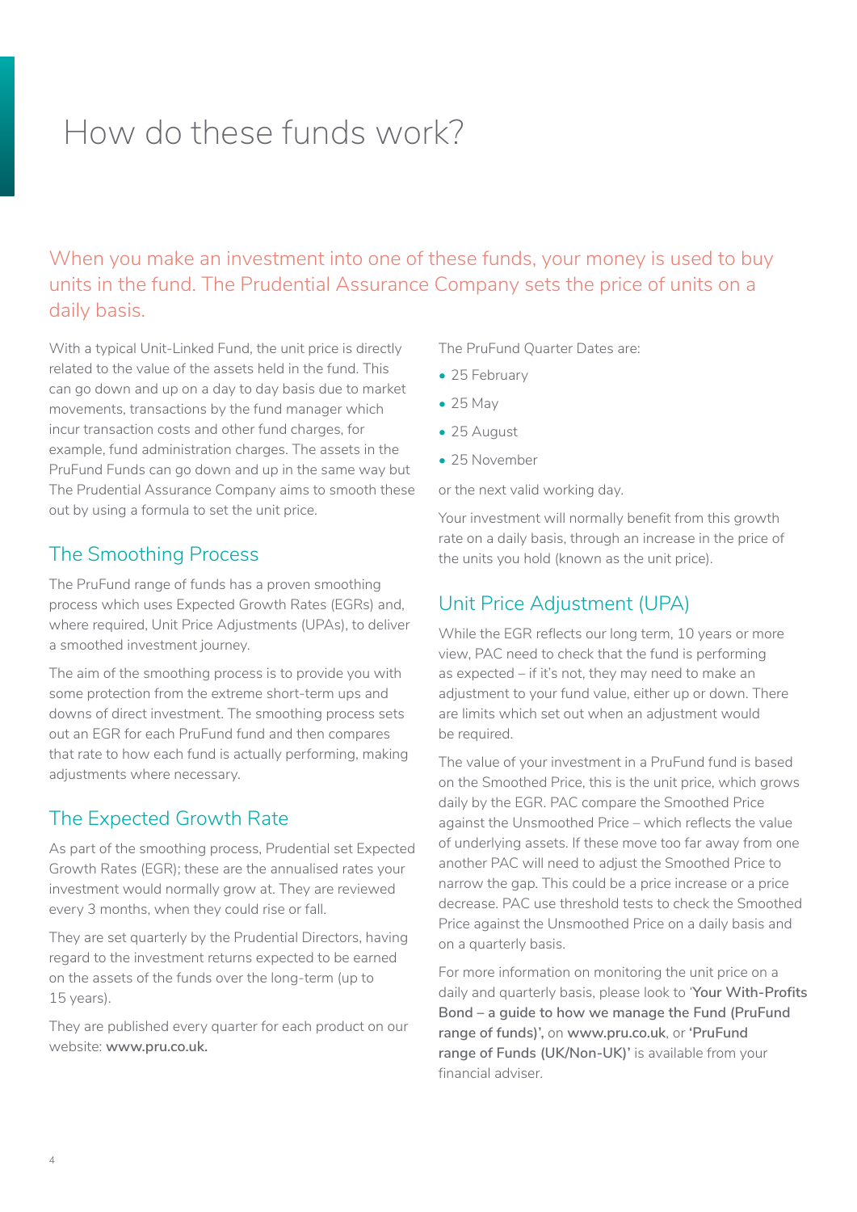# How do these funds work?

When you make an investment into one of these funds, your money is used to buy units in the fund. The Prudential Assurance Company sets the price of units on a daily basis.

With a typical Unit-Linked Fund, the unit price is directly related to the value of the assets held in the fund. This can go down and up on a day to day basis due to market movements, transactions by the fund manager which incur transaction costs and other fund charges, for example, fund administration charges. The assets in the PruFund Funds can go down and up in the same way but The Prudential Assurance Company aims to smooth these out by using a formula to set the unit price.

## The Smoothing Process

The PruFund range of funds has a proven smoothing process which uses Expected Growth Rates (EGRs) and, where required, Unit Price Adjustments (UPAs), to deliver a smoothed investment journey.

The aim of the smoothing process is to provide you with some protection from the extreme short-term ups and downs of direct investment. The smoothing process sets out an EGR for each PruFund fund and then compares that rate to how each fund is actually performing, making adjustments where necessary.

## The Expected Growth Rate

As part of the smoothing process, Prudential set Expected Growth Rates (EGR); these are the annualised rates your investment would normally grow at. They are reviewed every 3 months, when they could rise or fall.

They are set quarterly by the Prudential Directors, having regard to the investment returns expected to be earned on the assets of the funds over the long-term (up to 15 years).

They are published every quarter for each product on our website: **www.pru.co.uk.**

The PruFund Quarter Dates are:

- 25 February
- 25 May
- 25 August
- 25 November

or the next valid working day.

Your investment will normally benefit from this growth rate on a daily basis, through an increase in the price of the units you hold (known as the unit price).

## Unit Price Adjustment (UPA)

While the EGR reflects our long term, 10 years or more view, PAC need to check that the fund is performing as expected – if it's not, they may need to make an adjustment to your fund value, either up or down. There are limits which set out when an adjustment would be required.

The value of your investment in a PruFund fund is based on the Smoothed Price, this is the unit price, which grows daily by the EGR. PAC compare the Smoothed Price against the Unsmoothed Price – which reflects the value of underlying assets. If these move too far away from one another PAC will need to adjust the Smoothed Price to narrow the gap. This could be a price increase or a price decrease. PAC use threshold tests to check the Smoothed Price against the Unsmoothed Price on a daily basis and on a quarterly basis.

For more information on monitoring the unit price on a daily and quarterly basis, please look to '**Your With-Profits Bond – a guide to how we manage the Fund (PruFund range of funds)',** on **www.pru.co.uk**, or **'PruFund range of Funds (UK/Non-UK)'** is available from your financial adviser.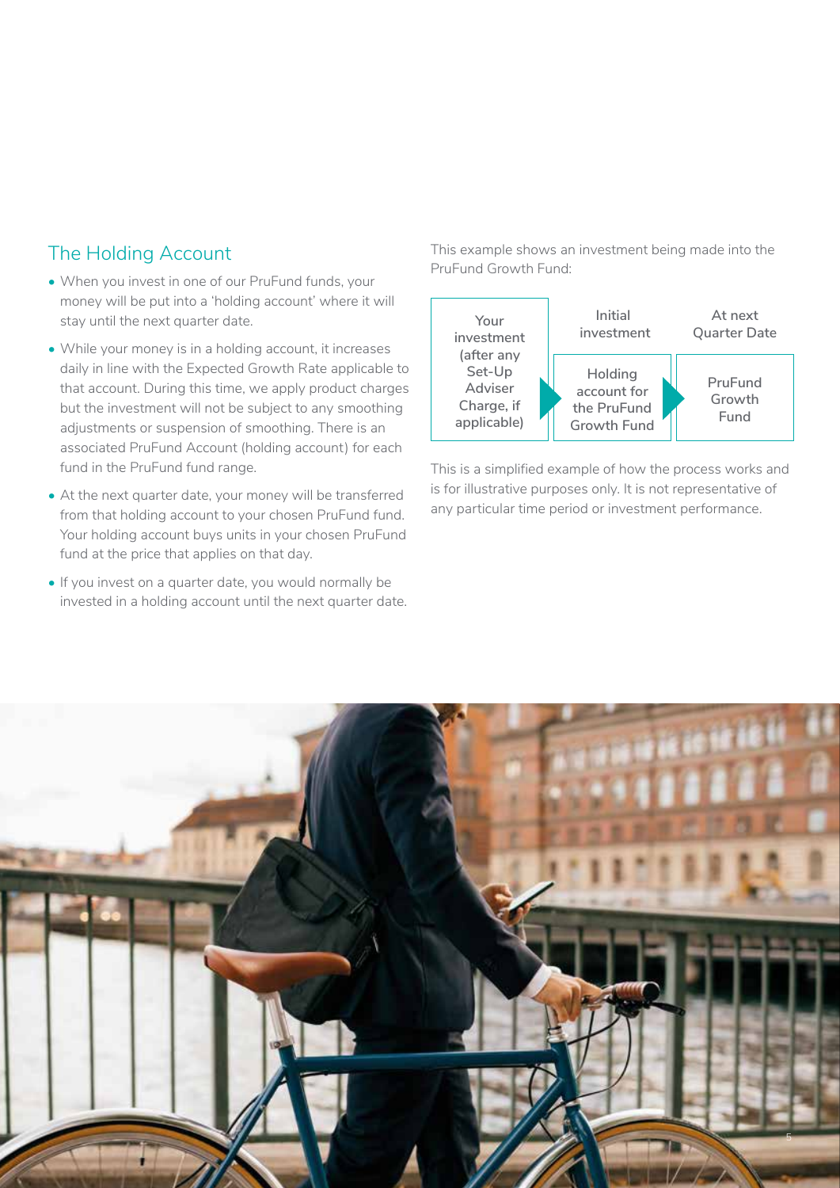## The Holding Account

- When you invest in one of our PruFund funds, your money will be put into a 'holding account' where it will stay until the next quarter date.
- While your money is in a holding account, it increases daily in line with the Expected Growth Rate applicable to that account. During this time, we apply product charges but the investment will not be subject to any smoothing adjustments or suspension of smoothing. There is an associated PruFund Account (holding account) for each fund in the PruFund fund range.
- At the next quarter date, your money will be transferred from that holding account to your chosen PruFund fund. Your holding account buys units in your chosen PruFund fund at the price that applies on that day.
- If you invest on a quarter date, you would normally be invested in a holding account until the next quarter date.

This example shows an investment being made into the PruFund Growth Fund:

| | Initial investment | At next Quarter Date |
|---|---|---|
| Your investment (after any Set-Up Adviser Charge, if applicable) | Holding account for the PruFund Growth Fund | PruFund Growth Fund |

This is a simplified example of how the process works and is for illustrative purposes only. It is not representative of any particular time period or investment performance.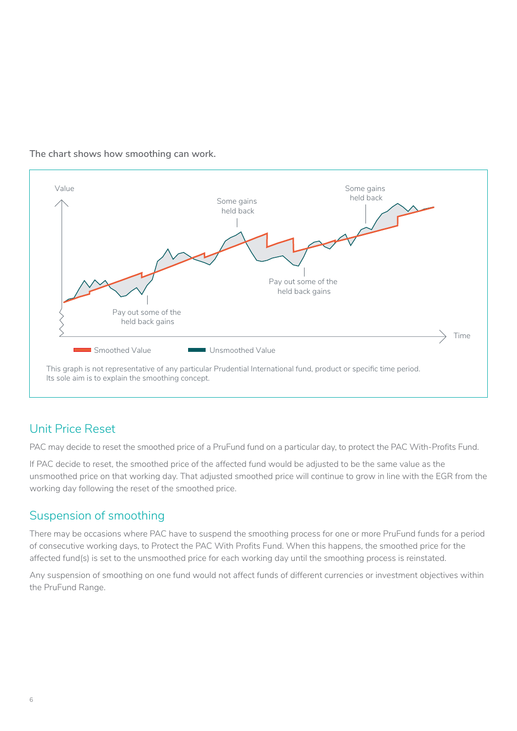**The chart shows how smoothing can work.**

This graph is not representative of any particular Prudential International fund, product or specific time period. Its sole aim is to explain the smoothing concept.

## Unit Price Reset

PAC may decide to reset the smoothed price of a PruFund fund on a particular day, to protect the PAC With-Profits Fund.

If PAC decide to reset, the smoothed price of the affected fund would be adjusted to be the same value as the unsmoothed price on that working day. That adjusted smoothed price will continue to grow in line with the EGR from the working day following the reset of the smoothed price.

## Suspension of smoothing

There may be occasions where PAC have to suspend the smoothing process for one or more PruFund funds for a period of consecutive working days, to Protect the PAC With Profits Fund. When this happens, the smoothed price for the affected fund(s) is set to the unsmoothed price for each working day until the smoothing process is reinstated.

Any suspension of smoothing on one fund would not affect funds of different currencies or investment objectives within the PruFund Range.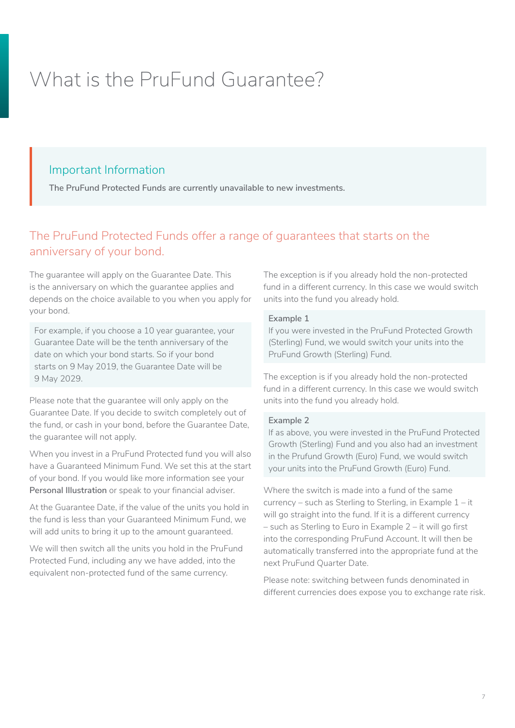# What is the PruFund Guarantee?

### Important Information

**The PruFund Protected Funds are currently unavailable to new investments.**

## The PruFund Protected Funds offer a range of guarantees that starts on the anniversary of your bond.

The guarantee will apply on the Guarantee Date. This is the anniversary on which the guarantee applies and depends on the choice available to you when you apply for your bond.

For example, if you choose a 10 year guarantee, your Guarantee Date will be the tenth anniversary of the date on which your bond starts. So if your bond starts on 9 May 2019, the Guarantee Date will be 9 May 2029.

Please note that the guarantee will only apply on the Guarantee Date. If you decide to switch completely out of the fund, or cash in your bond, before the Guarantee Date, the guarantee will not apply.

When you invest in a PruFund Protected fund you will also have a Guaranteed Minimum Fund. We set this at the start of your bond. If you would like more information see your **Personal Illustration** or speak to your financial adviser.

At the Guarantee Date, if the value of the units you hold in the fund is less than your Guaranteed Minimum Fund, we will add units to bring it up to the amount guaranteed.

We will then switch all the units you hold in the PruFund Protected Fund, including any we have added, into the equivalent non-protected fund of the same currency.

The exception is if you already hold the non-protected fund in a different currency. In this case we would switch units into the fund you already hold.

**Example 1**
If you were invested in the PruFund Protected Growth (Sterling) Fund, we would switch your units into the PruFund Growth (Sterling) Fund.

The exception is if you already hold the non-protected fund in a different currency. In this case we would switch units into the fund you already hold.

**Example 2**
If as above, you were invested in the PruFund Protected Growth (Sterling) Fund and you also had an investment in the Prufund Growth (Euro) Fund, we would switch your units into the PruFund Growth (Euro) Fund.

Where the switch is made into a fund of the same currency – such as Sterling to Sterling, in Example 1 – it will go straight into the fund. If it is a different currency – such as Sterling to Euro in Example 2 – it will go first into the corresponding PruFund Account. It will then be automatically transferred into the appropriate fund at the next PruFund Quarter Date.

Please note: switching between funds denominated in different currencies does expose you to exchange rate risk.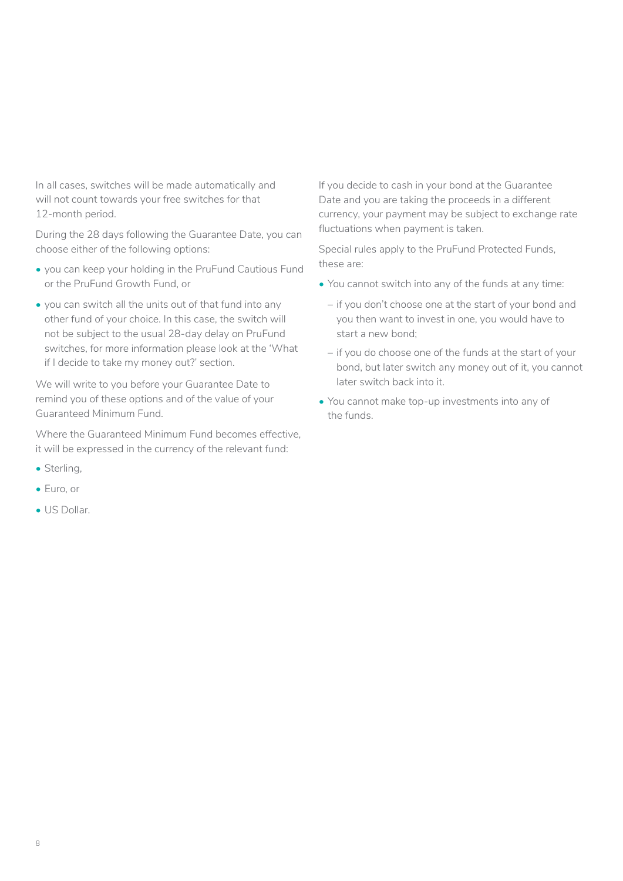In all cases, switches will be made automatically and will not count towards your free switches for that 12-month period.

During the 28 days following the Guarantee Date, you can choose either of the following options:

- you can keep your holding in the PruFund Cautious Fund or the PruFund Growth Fund, or
- you can switch all the units out of that fund into any other fund of your choice. In this case, the switch will not be subject to the usual 28-day delay on PruFund switches, for more information please look at the 'What if I decide to take my money out?' section.

We will write to you before your Guarantee Date to remind you of these options and of the value of your Guaranteed Minimum Fund.

Where the Guaranteed Minimum Fund becomes effective, it will be expressed in the currency of the relevant fund:

- Sterling,
- Euro, or
- US Dollar.

If you decide to cash in your bond at the Guarantee Date and you are taking the proceeds in a different currency, your payment may be subject to exchange rate fluctuations when payment is taken.

Special rules apply to the PruFund Protected Funds, these are:

- You cannot switch into any of the funds at any time:
  - if you don't choose one at the start of your bond and you then want to invest in one, you would have to start a new bond;
  - if you do choose one of the funds at the start of your bond, but later switch any money out of it, you cannot later switch back into it.
- You cannot make top-up investments into any of the funds.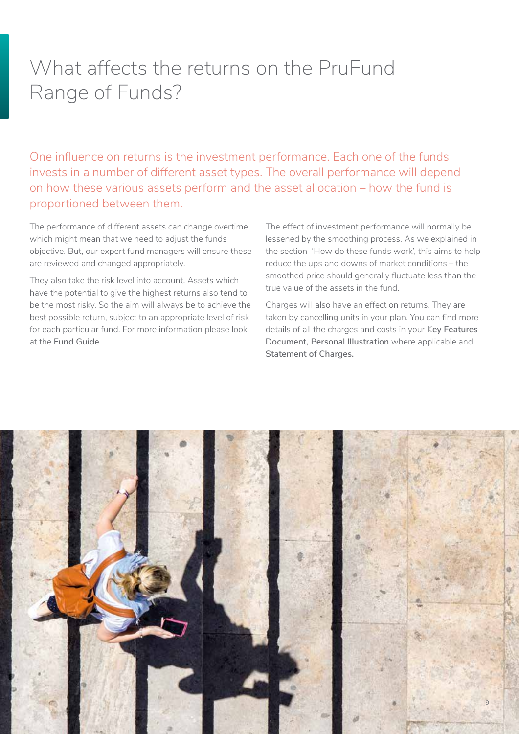# What affects the returns on the PruFund Range of Funds?

One influence on returns is the investment performance. Each one of the funds invests in a number of different asset types. The overall performance will depend on how these various assets perform and the asset allocation – how the fund is proportioned between them.

The performance of different assets can change overtime which might mean that we need to adjust the funds objective. But, our expert fund managers will ensure these are reviewed and changed appropriately.

They also take the risk level into account. Assets which have the potential to give the highest returns also tend to be the most risky. So the aim will always be to achieve the best possible return, subject to an appropriate level of risk for each particular fund. For more information please look at the **Fund Guide**.

The effect of investment performance will normally be lessened by the smoothing process. As we explained in the section 'How do these funds work', this aims to help reduce the ups and downs of market conditions – the smoothed price should generally fluctuate less than the true value of the assets in the fund.

Charges will also have an effect on returns. They are taken by cancelling units in your plan. You can find more details of all the charges and costs in your K**ey Features Document, Personal Illustration** where applicable and **Statement of Charges.**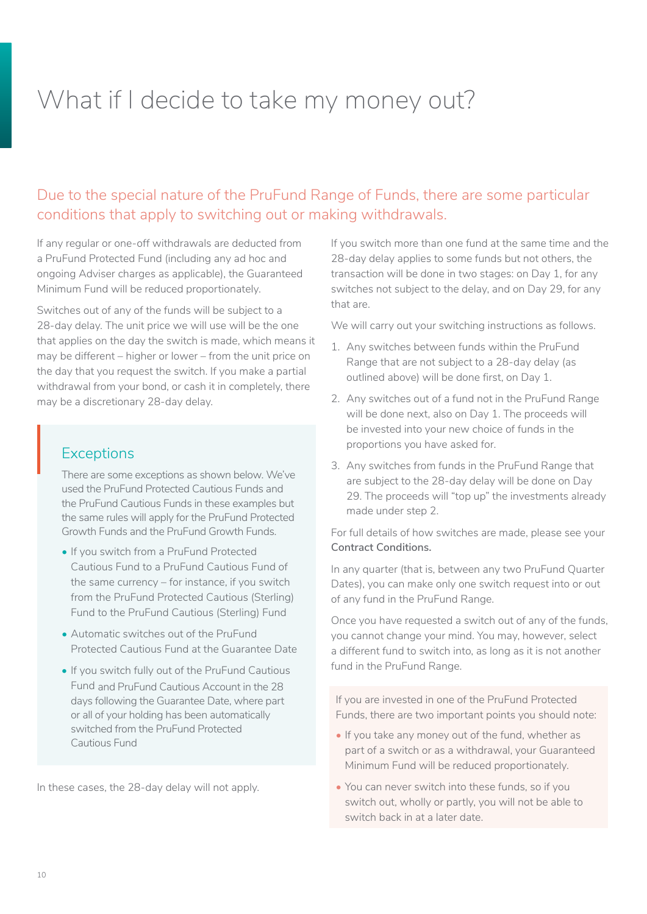# What if I decide to take my money out?

## Due to the special nature of the PruFund Range of Funds, there are some particular conditions that apply to switching out or making withdrawals.

If any regular or one-off withdrawals are deducted from a PruFund Protected Fund (including any ad hoc and ongoing Adviser charges as applicable), the Guaranteed Minimum Fund will be reduced proportionately.

Switches out of any of the funds will be subject to a 28-day delay. The unit price we will use will be the one that applies on the day the switch is made, which means it may be different – higher or lower – from the unit price on the day that you request the switch. If you make a partial withdrawal from your bond, or cash it in completely, there may be a discretionary 28-day delay.

### Exceptions

There are some exceptions as shown below. We've used the PruFund Protected Cautious Funds and the PruFund Cautious Funds in these examples but the same rules will apply for the PruFund Protected Growth Funds and the PruFund Growth Funds.

- If you switch from a PruFund Protected Cautious Fund to a PruFund Cautious Fund of the same currency – for instance, if you switch from the PruFund Protected Cautious (Sterling) Fund to the PruFund Cautious (Sterling) Fund
- Automatic switches out of the PruFund Protected Cautious Fund at the Guarantee Date
- If you switch fully out of the PruFund Cautious Fund and PruFund Cautious Account in the 28 days following the Guarantee Date, where part or all of your holding has been automatically switched from the PruFund Protected Cautious Fund

In these cases, the 28-day delay will not apply.

If you switch more than one fund at the same time and the 28-day delay applies to some funds but not others, the transaction will be done in two stages: on Day 1, for any switches not subject to the delay, and on Day 29, for any that are.

We will carry out your switching instructions as follows.

1. Any switches between funds within the PruFund Range that are not subject to a 28-day delay (as outlined above) will be done first, on Day 1.
2. Any switches out of a fund not in the PruFund Range will be done next, also on Day 1. The proceeds will be invested into your new choice of funds in the proportions you have asked for.
3. Any switches from funds in the PruFund Range that are subject to the 28-day delay will be done on Day 29. The proceeds will "top up" the investments already made under step 2.

For full details of how switches are made, please see your **Contract Conditions.**

In any quarter (that is, between any two PruFund Quarter Dates), you can make only one switch request into or out of any fund in the PruFund Range.

Once you have requested a switch out of any of the funds, you cannot change your mind. You may, however, select a different fund to switch into, as long as it is not another fund in the PruFund Range.

If you are invested in one of the PruFund Protected Funds, there are two important points you should note:

- If you take any money out of the fund, whether as part of a switch or as a withdrawal, your Guaranteed Minimum Fund will be reduced proportionately.
- You can never switch into these funds, so if you switch out, wholly or partly, you will not be able to switch back in at a later date.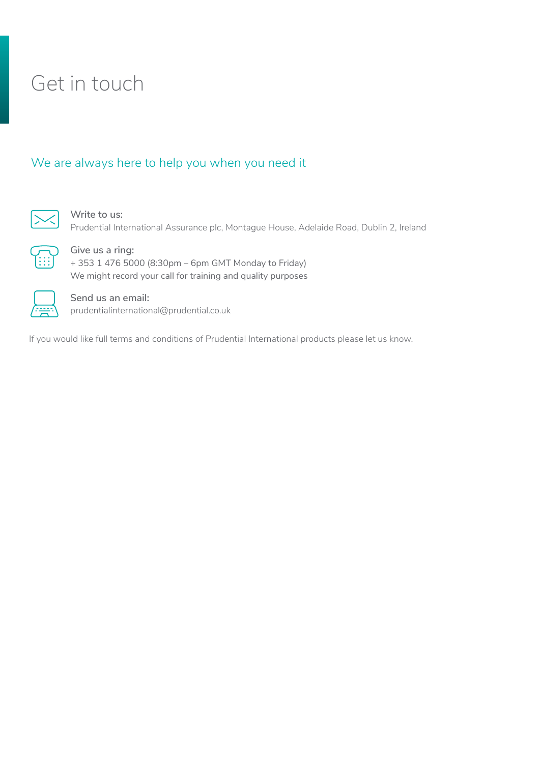# Get in touch

## We are always here to help you when you need it

**Write to us:**
Prudential International Assurance plc, Montague House, Adelaide Road, Dublin 2, Ireland

**Give us a ring:**
+ 353 1 476 5000 (8:30pm – 6pm GMT Monday to Friday)
We might record your call for training and quality purposes

**Send us an email:**
prudentialinternational@prudential.co.uk

If you would like full terms and conditions of Prudential International products please let us know.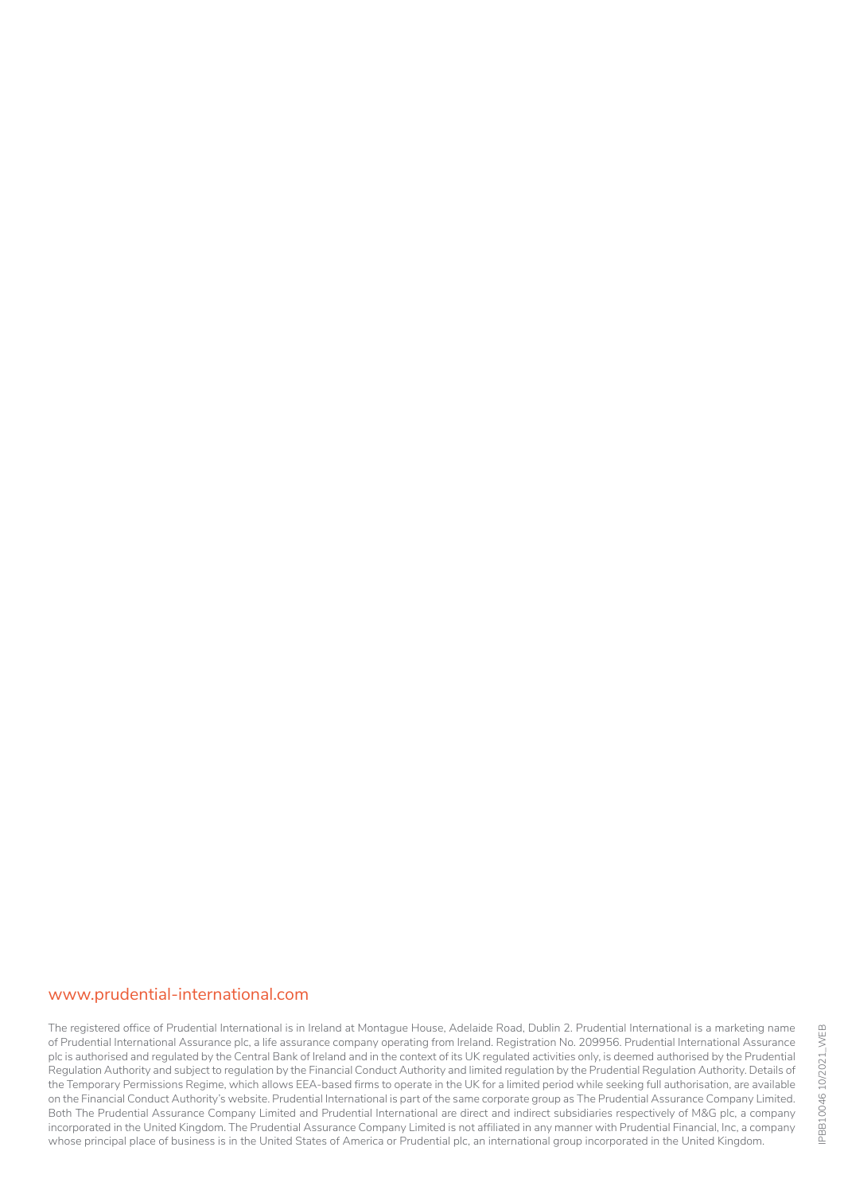www.prudential-international.com

The registered office of Prudential International is in Ireland at Montague House, Adelaide Road, Dublin 2. Prudential International is a marketing name of Prudential International Assurance plc, a life assurance company operating from Ireland. Registration No. 209956. Prudential International Assurance plc is authorised and regulated by the Central Bank of Ireland and in the context of its UK regulated activities only, is deemed authorised by the Prudential Regulation Authority and subject to regulation by the Financial Conduct Authority and limited regulation by the Prudential Regulation Authority. Details of the Temporary Permissions Regime, which allows EEA-based firms to operate in the UK for a limited period while seeking full authorisation, are available on the Financial Conduct Authority's website. Prudential International is part of the same corporate group as The Prudential Assurance Company Limited. Both The Prudential Assurance Company Limited and Prudential International are direct and indirect subsidiaries respectively of M&G plc, a company incorporated in the United Kingdom. The Prudential Assurance Company Limited is not affiliated in any manner with Prudential Financial, Inc, a company whose principal place of business is in the United States of America or Prudential plc, an international group incorporated in the United Kingdom.

IPBB10046 10/2021_WEB